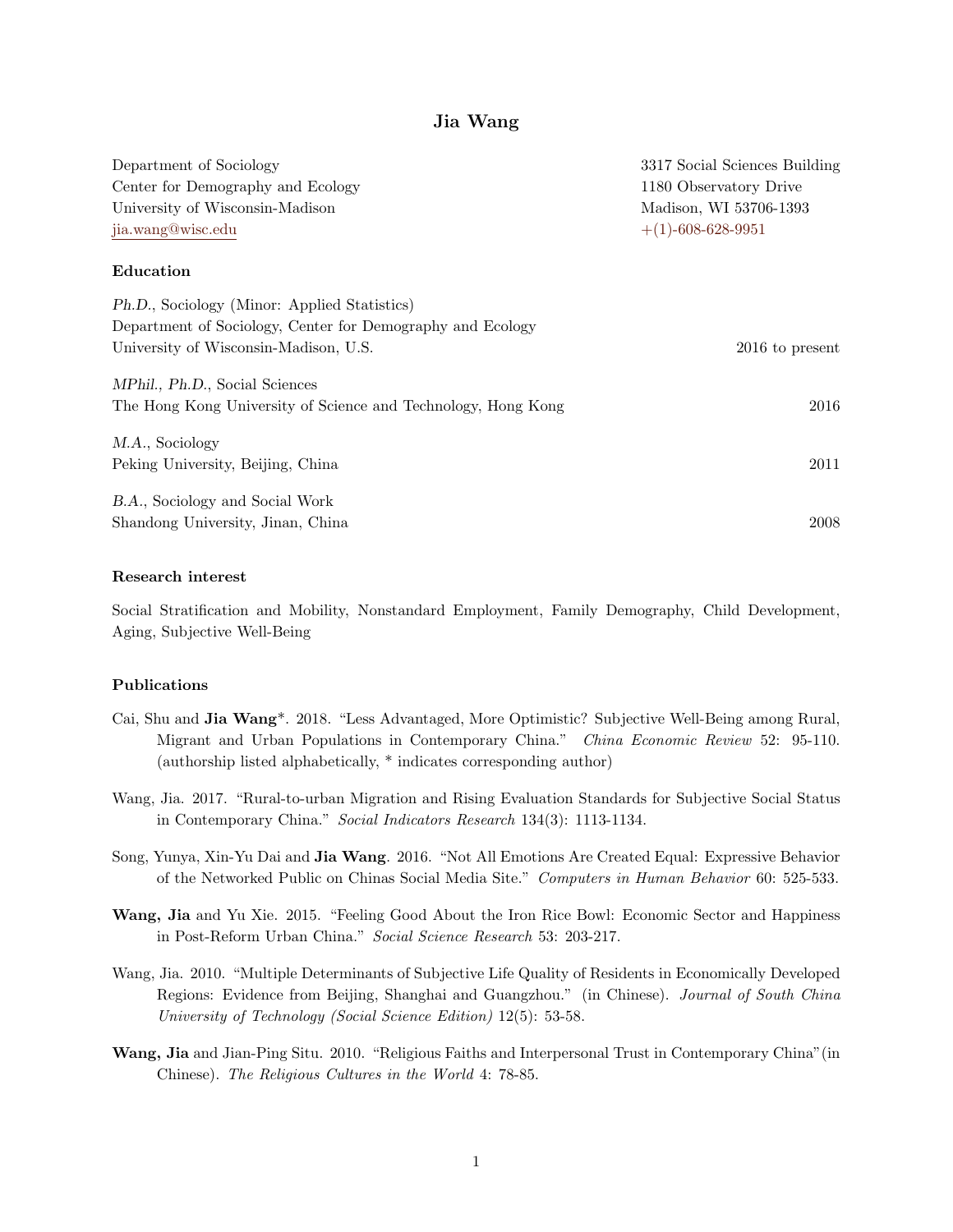# Jia Wang

Department of Sociology
Center for Demography and Ecology
University of Wisconsin-Madison
jia.wang@wisc.edu

3317 Social Sciences Building
1180 Observatory Drive
Madison, WI 53706-1393
+(1)-608-628-9951

### Education

*Ph.D.*, Sociology (Minor: Applied Statistics)
Department of Sociology, Center for Demography and Ecology
University of Wisconsin-Madison, U.S. — 2016 to present

*MPhil., Ph.D.*, Social Sciences
The Hong Kong University of Science and Technology, Hong Kong — 2016

*M.A.*, Sociology
Peking University, Beijing, China — 2011

*B.A.*, Sociology and Social Work
Shandong University, Jinan, China — 2008

### Research interest

Social Stratification and Mobility, Nonstandard Employment, Family Demography, Child Development, Aging, Subjective Well-Being

### Publications

Cai, Shu and **Jia Wang***. 2018. "Less Advantaged, More Optimistic? Subjective Well-Being among Rural, Migrant and Urban Populations in Contemporary China." *China Economic Review* 52: 95-110. (authorship listed alphabetically, * indicates corresponding author)

Wang, Jia. 2017. "Rural-to-urban Migration and Rising Evaluation Standards for Subjective Social Status in Contemporary China." *Social Indicators Research* 134(3): 1113-1134.

Song, Yunya, Xin-Yu Dai and **Jia Wang**. 2016. "Not All Emotions Are Created Equal: Expressive Behavior of the Networked Public on Chinas Social Media Site." *Computers in Human Behavior* 60: 525-533.

**Wang, Jia** and Yu Xie. 2015. "Feeling Good About the Iron Rice Bowl: Economic Sector and Happiness in Post-Reform Urban China." *Social Science Research* 53: 203-217.

Wang, Jia. 2010. "Multiple Determinants of Subjective Life Quality of Residents in Economically Developed Regions: Evidence from Beijing, Shanghai and Guangzhou." (in Chinese). *Journal of South China University of Technology (Social Science Edition)* 12(5): 53-58.

**Wang, Jia** and Jian-Ping Situ. 2010. "Religious Faiths and Interpersonal Trust in Contemporary China"(in Chinese). *The Religious Cultures in the World* 4: 78-85.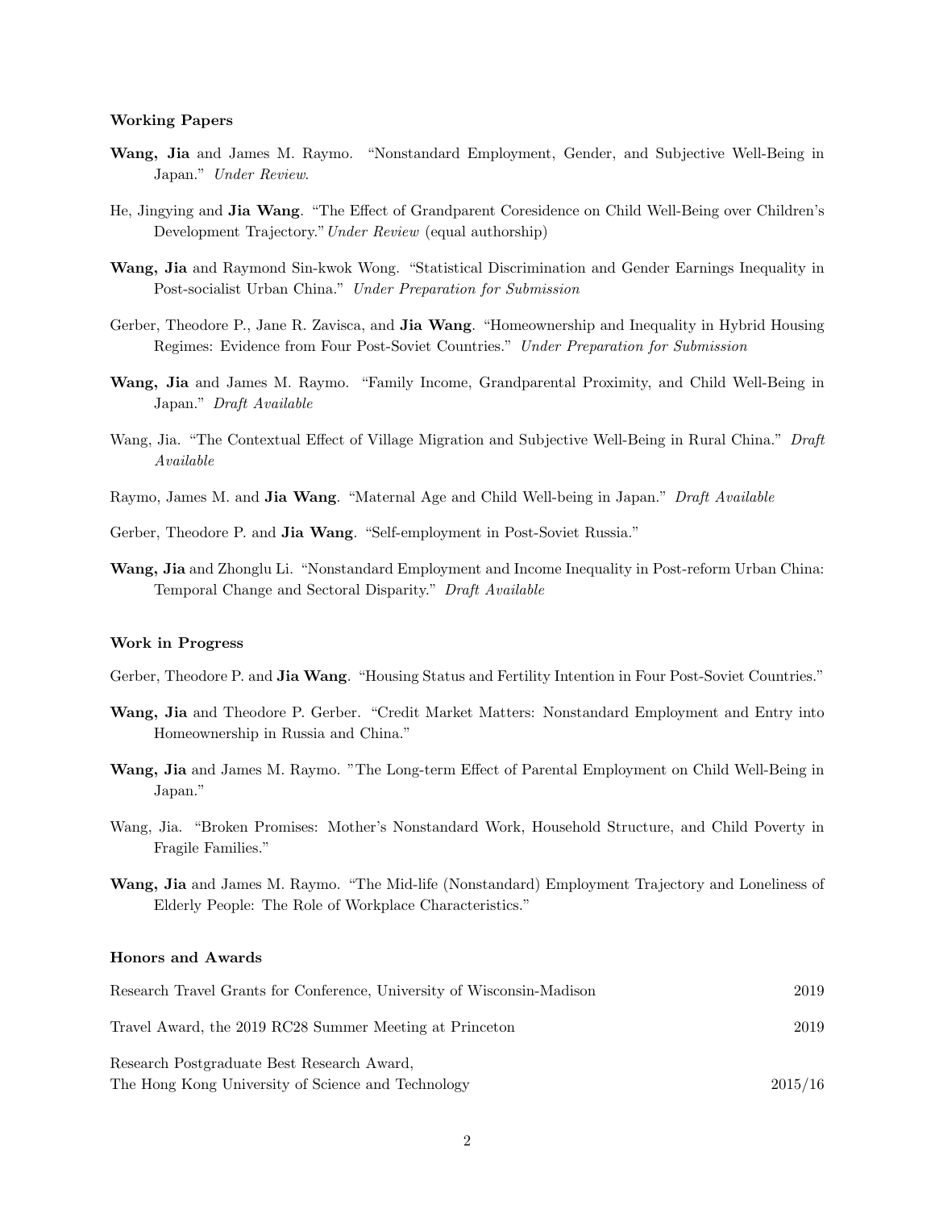### Working Papers

**Wang, Jia** and James M. Raymo. "Nonstandard Employment, Gender, and Subjective Well-Being in Japan." *Under Review*.

He, Jingying and **Jia Wang**. "The Effect of Grandparent Coresidence on Child Well-Being over Children's Development Trajectory." *Under Review* (equal authorship)

**Wang, Jia** and Raymond Sin-kwok Wong. "Statistical Discrimination and Gender Earnings Inequality in Post-socialist Urban China." *Under Preparation for Submission*

Gerber, Theodore P., Jane R. Zavisca, and **Jia Wang**. "Homeownership and Inequality in Hybrid Housing Regimes: Evidence from Four Post-Soviet Countries." *Under Preparation for Submission*

**Wang, Jia** and James M. Raymo. "Family Income, Grandparental Proximity, and Child Well-Being in Japan." *Draft Available*

Wang, Jia. "The Contextual Effect of Village Migration and Subjective Well-Being in Rural China." *Draft Available*

Raymo, James M. and **Jia Wang**. "Maternal Age and Child Well-being in Japan." *Draft Available*

Gerber, Theodore P. and **Jia Wang**. "Self-employment in Post-Soviet Russia."

**Wang, Jia** and Zhonglu Li. "Nonstandard Employment and Income Inequality in Post-reform Urban China: Temporal Change and Sectoral Disparity." *Draft Available*

### Work in Progress

Gerber, Theodore P. and **Jia Wang**. "Housing Status and Fertility Intention in Four Post-Soviet Countries."

**Wang, Jia** and Theodore P. Gerber. "Credit Market Matters: Nonstandard Employment and Entry into Homeownership in Russia and China."

**Wang, Jia** and James M. Raymo. "The Long-term Effect of Parental Employment on Child Well-Being in Japan."

Wang, Jia. "Broken Promises: Mother's Nonstandard Work, Household Structure, and Child Poverty in Fragile Families."

**Wang, Jia** and James M. Raymo. "The Mid-life (Nonstandard) Employment Trajectory and Loneliness of Elderly People: The Role of Workplace Characteristics."

### Honors and Awards

Research Travel Grants for Conference, University of Wisconsin-Madison — 2019

Travel Award, the 2019 RC28 Summer Meeting at Princeton — 2019

Research Postgraduate Best Research Award, The Hong Kong University of Science and Technology — 2015/16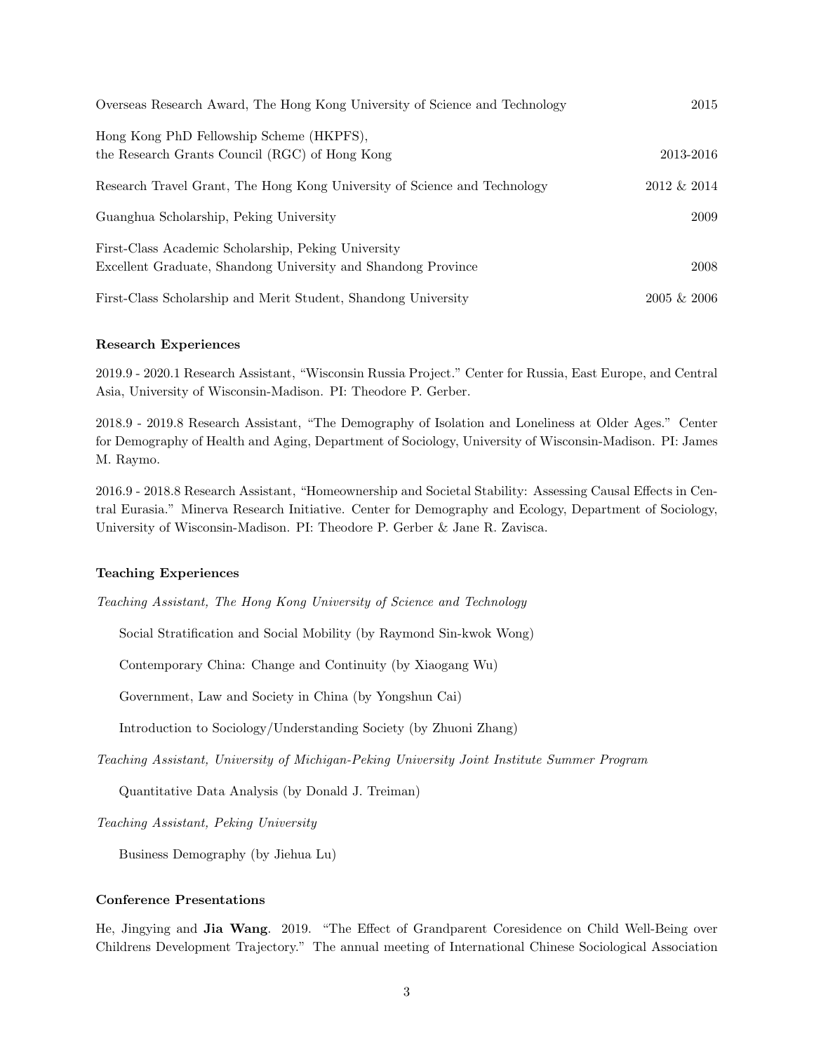Overseas Research Award, The Hong Kong University of Science and Technology 2015

Hong Kong PhD Fellowship Scheme (HKPFS),
the Research Grants Council (RGC) of Hong Kong 2013-2016

Research Travel Grant, The Hong Kong University of Science and Technology 2012 & 2014

Guanghua Scholarship, Peking University 2009

First-Class Academic Scholarship, Peking University
Excellent Graduate, Shandong University and Shandong Province 2008

First-Class Scholarship and Merit Student, Shandong University 2005 & 2006

**Research Experiences**

2019.9 - 2020.1 Research Assistant, "Wisconsin Russia Project." Center for Russia, East Europe, and Central Asia, University of Wisconsin-Madison. PI: Theodore P. Gerber.

2018.9 - 2019.8 Research Assistant, "The Demography of Isolation and Loneliness at Older Ages." Center for Demography of Health and Aging, Department of Sociology, University of Wisconsin-Madison. PI: James M. Raymo.

2016.9 - 2018.8 Research Assistant, "Homeownership and Societal Stability: Assessing Causal Effects in Central Eurasia." Minerva Research Initiative. Center for Demography and Ecology, Department of Sociology, University of Wisconsin-Madison. PI: Theodore P. Gerber & Jane R. Zavisca.

**Teaching Experiences**

*Teaching Assistant, The Hong Kong University of Science and Technology*

Social Stratification and Social Mobility (by Raymond Sin-kwok Wong)

Contemporary China: Change and Continuity (by Xiaogang Wu)

Government, Law and Society in China (by Yongshun Cai)

Introduction to Sociology/Understanding Society (by Zhuoni Zhang)

*Teaching Assistant, University of Michigan-Peking University Joint Institute Summer Program*

Quantitative Data Analysis (by Donald J. Treiman)

*Teaching Assistant, Peking University*

Business Demography (by Jiehua Lu)

**Conference Presentations**

He, Jingying and **Jia Wang**. 2019. "The Effect of Grandparent Coresidence on Child Well-Being over Childrens Development Trajectory." The annual meeting of International Chinese Sociological Association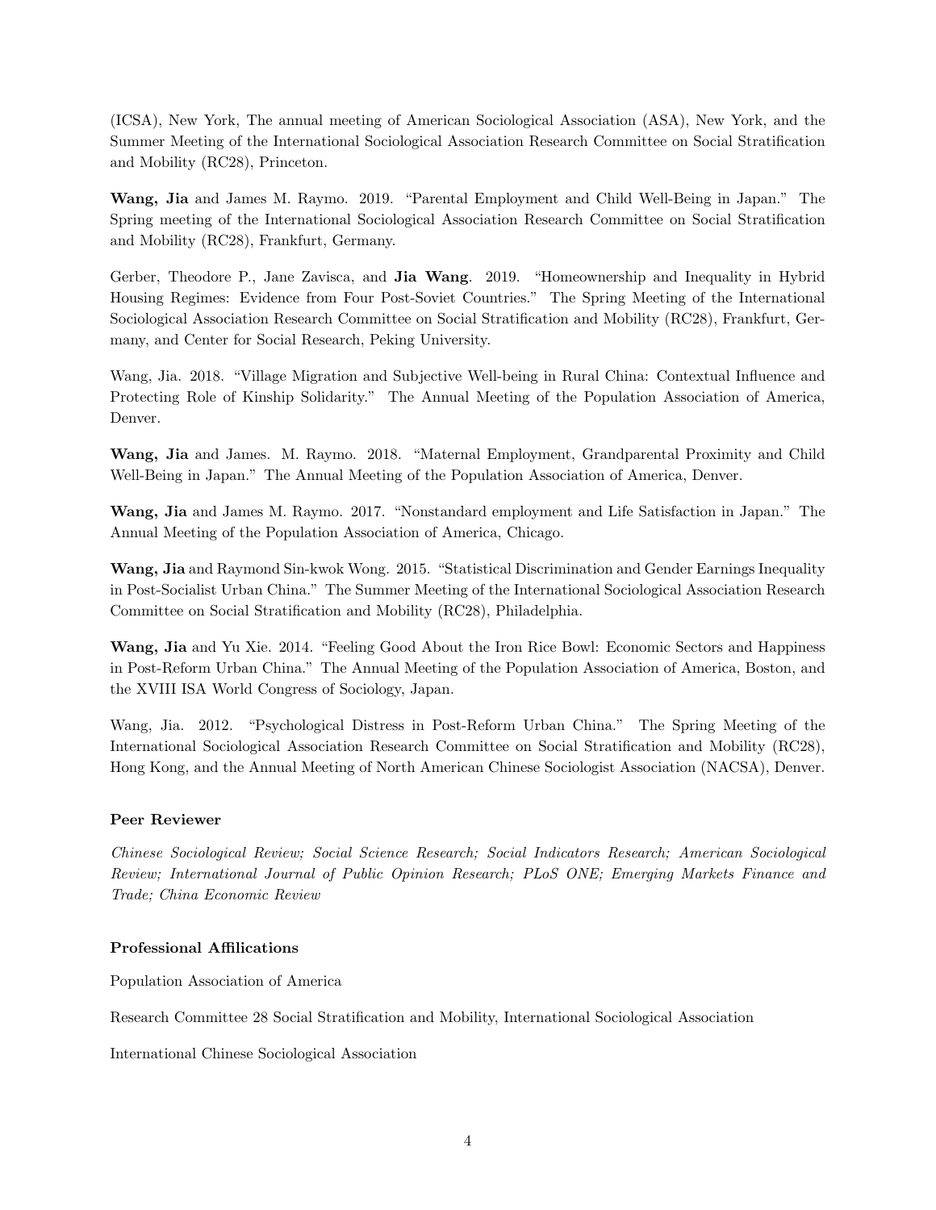(ICSA), New York, The annual meeting of American Sociological Association (ASA), New York, and the Summer Meeting of the International Sociological Association Research Committee on Social Stratification and Mobility (RC28), Princeton.

**Wang, Jia** and James M. Raymo. 2019. "Parental Employment and Child Well-Being in Japan." The Spring meeting of the International Sociological Association Research Committee on Social Stratification and Mobility (RC28), Frankfurt, Germany.

Gerber, Theodore P., Jane Zavisca, and **Jia Wang**. 2019. "Homeownership and Inequality in Hybrid Housing Regimes: Evidence from Four Post-Soviet Countries." The Spring Meeting of the International Sociological Association Research Committee on Social Stratification and Mobility (RC28), Frankfurt, Germany, and Center for Social Research, Peking University.

Wang, Jia. 2018. "Village Migration and Subjective Well-being in Rural China: Contextual Influence and Protecting Role of Kinship Solidarity." The Annual Meeting of the Population Association of America, Denver.

**Wang, Jia** and James. M. Raymo. 2018. "Maternal Employment, Grandparental Proximity and Child Well-Being in Japan." The Annual Meeting of the Population Association of America, Denver.

**Wang, Jia** and James M. Raymo. 2017. "Nonstandard employment and Life Satisfaction in Japan." The Annual Meeting of the Population Association of America, Chicago.

**Wang, Jia** and Raymond Sin-kwok Wong. 2015. "Statistical Discrimination and Gender Earnings Inequality in Post-Socialist Urban China." The Summer Meeting of the International Sociological Association Research Committee on Social Stratification and Mobility (RC28), Philadelphia.

**Wang, Jia** and Yu Xie. 2014. "Feeling Good About the Iron Rice Bowl: Economic Sectors and Happiness in Post-Reform Urban China." The Annual Meeting of the Population Association of America, Boston, and the XVIII ISA World Congress of Sociology, Japan.

Wang, Jia. 2012. "Psychological Distress in Post-Reform Urban China." The Spring Meeting of the International Sociological Association Research Committee on Social Stratification and Mobility (RC28), Hong Kong, and the Annual Meeting of North American Chinese Sociologist Association (NACSA), Denver.

### Peer Reviewer

*Chinese Sociological Review; Social Science Research; Social Indicators Research; American Sociological Review; International Journal of Public Opinion Research; PLoS ONE; Emerging Markets Finance and Trade; China Economic Review*

### Professional Affilications

Population Association of America

Research Committee 28 Social Stratification and Mobility, International Sociological Association

International Chinese Sociological Association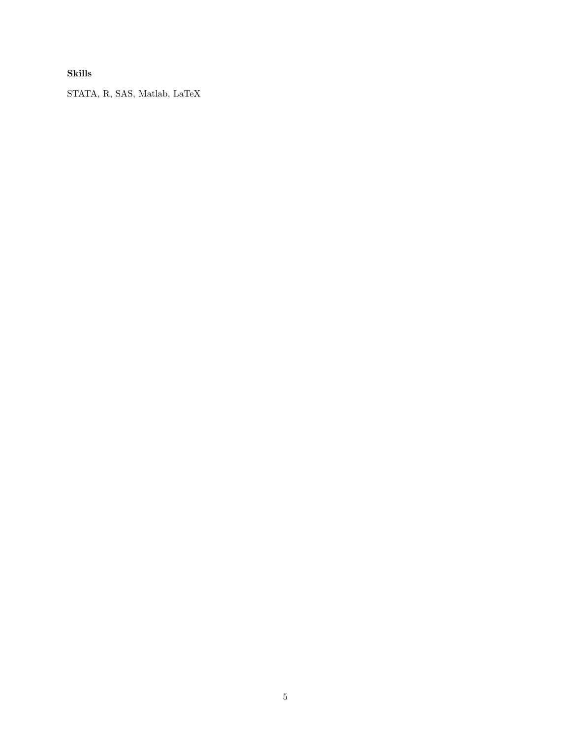**Skills**

STATA, R, SAS, Matlab, LaTeX